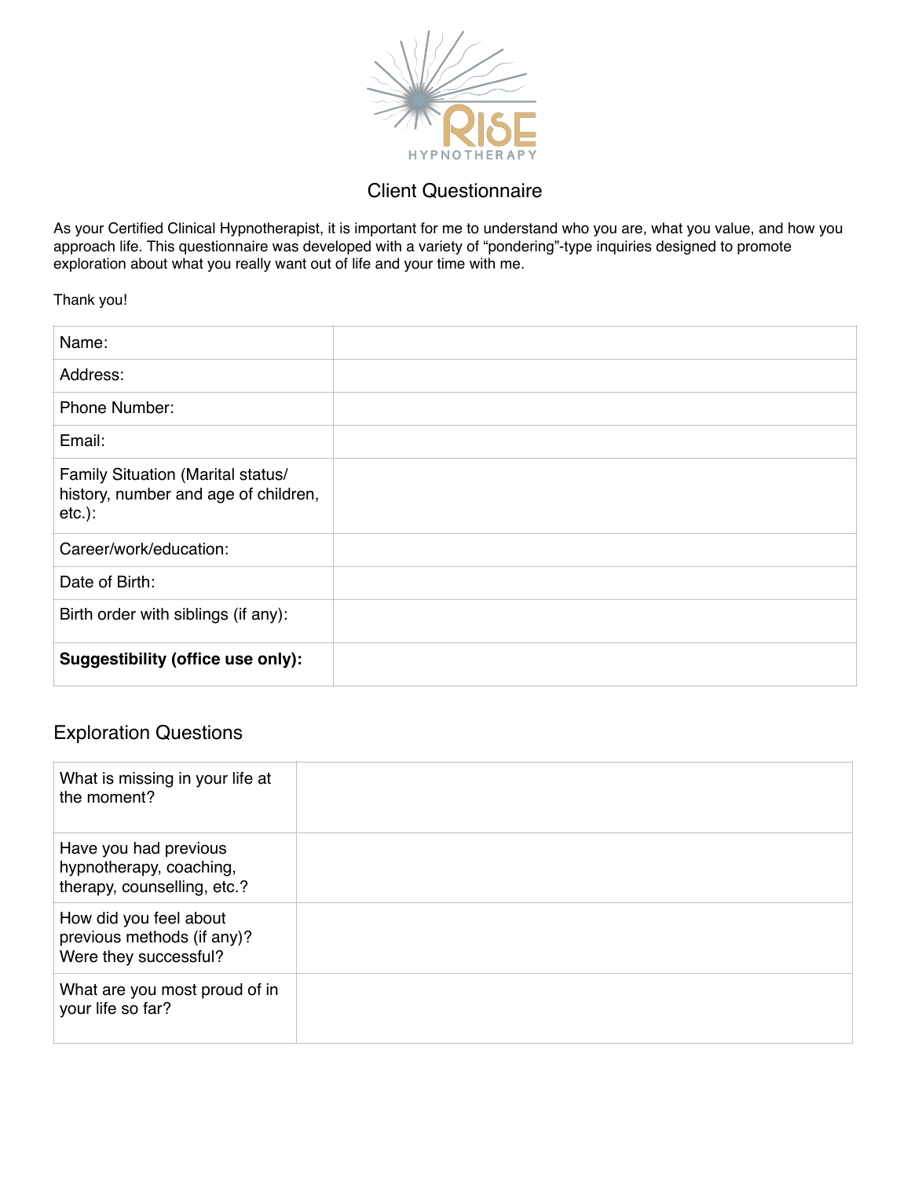RISE HYPNOTHERAPY

## Client Questionnaire

As your Certified Clinical Hypnotherapist, it is important for me to understand who you are, what you value, and how you approach life. This questionnaire was developed with a variety of "pondering"-type inquiries designed to promote exploration about what you really want out of life and your time with me.

Thank you!

| | |
|---|---|
| Name: | |
| Address: | |
| Phone Number: | |
| Email: | |
| Family Situation (Marital status/ history, number and age of children, etc.): | |
| Career/work/education: | |
| Date of Birth: | |
| Birth order with siblings (if any): | |
| **Suggestibility (office use only):** | |

## Exploration Questions

| | |
|---|---|
| What is missing in your life at the moment? | |
| Have you had previous hypnotherapy, coaching, therapy, counselling, etc.? | |
| How did you feel about previous methods (if any)? Were they successful? | |
| What are you most proud of in your life so far? | |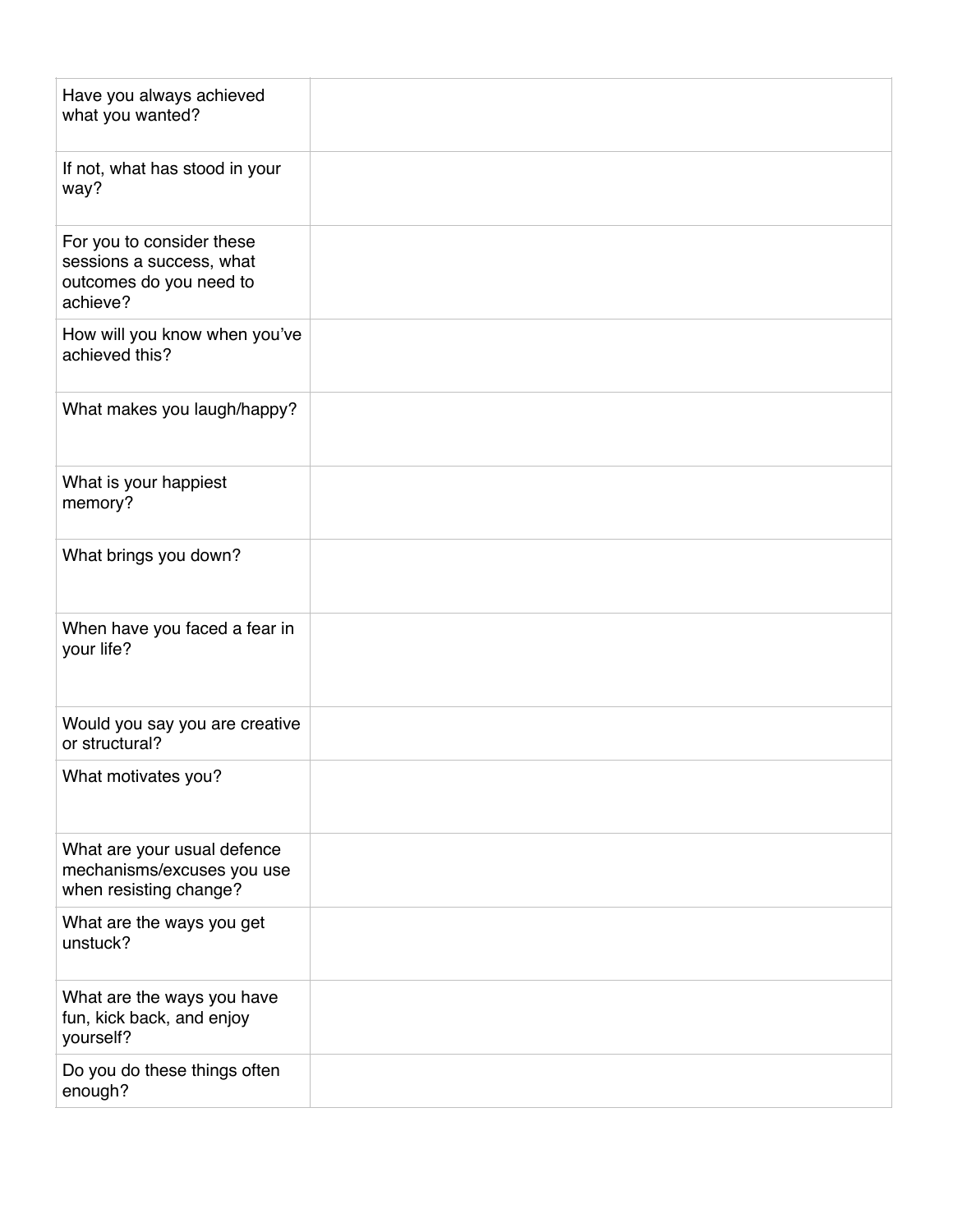| Question | Answer |
| --- | --- |
| Have you always achieved what you wanted? | |
| If not, what has stood in your way? | |
| For you to consider these sessions a success, what outcomes do you need to achieve? | |
| How will you know when you've achieved this? | |
| What makes you laugh/happy? | |
| What is your happiest memory? | |
| What brings you down? | |
| When have you faced a fear in your life? | |
| Would you say you are creative or structural? | |
| What motivates you? | |
| What are your usual defence mechanisms/excuses you use when resisting change? | |
| What are the ways you get unstuck? | |
| What are the ways you have fun, kick back, and enjoy yourself? | |
| Do you do these things often enough? | |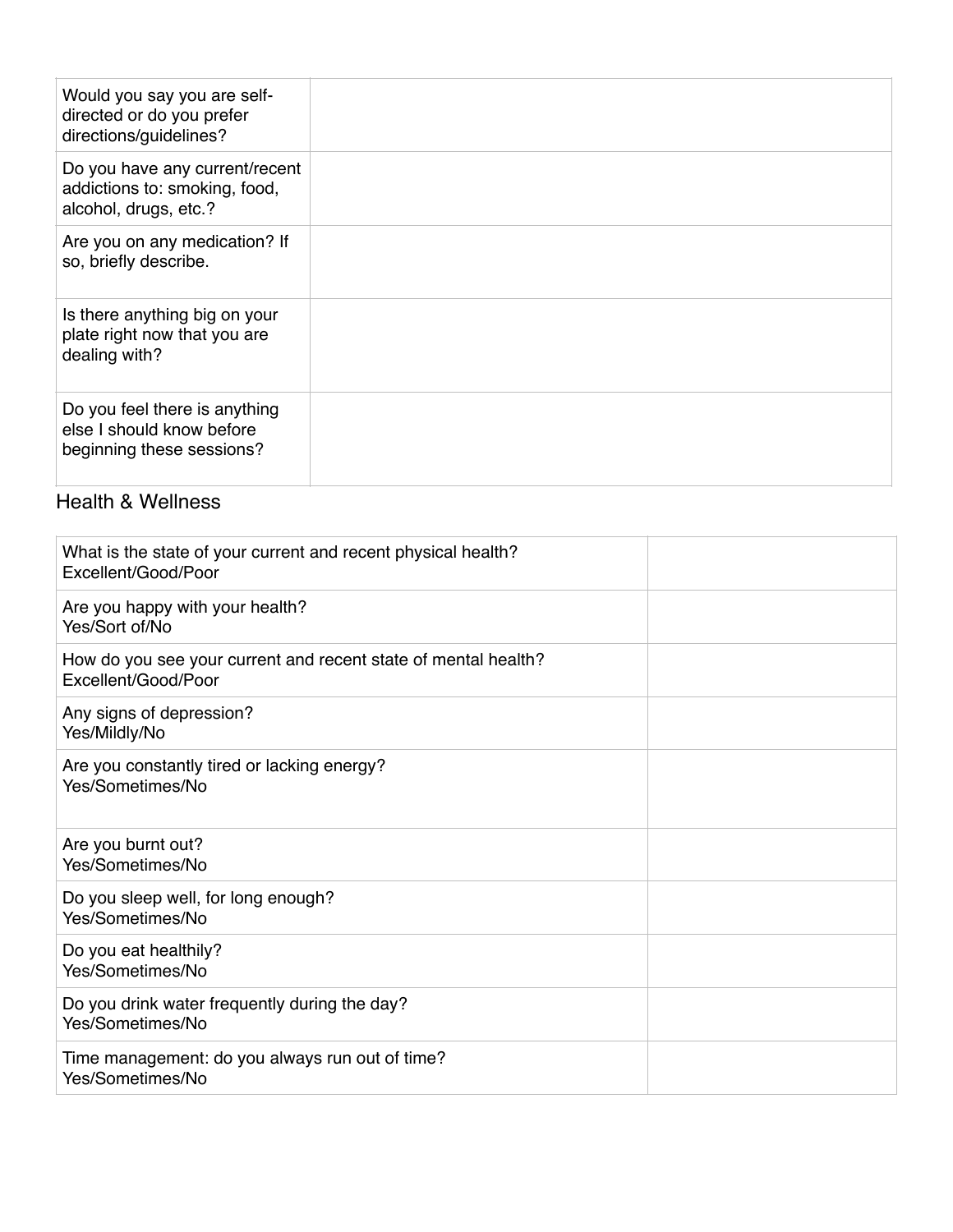| | |
|---|---|
| Would you say you are self-directed or do you prefer directions/guidelines? | |
| Do you have any current/recent addictions to: smoking, food, alcohol, drugs, etc.? | |
| Are you on any medication? If so, briefly describe. | |
| Is there anything big on your plate right now that you are dealing with? | |
| Do you feel there is anything else I should know before beginning these sessions? | |

## Health & Wellness

| | |
|---|---|
| What is the state of your current and recent physical health? Excellent/Good/Poor | |
| Are you happy with your health? Yes/Sort of/No | |
| How do you see your current and recent state of mental health? Excellent/Good/Poor | |
| Any signs of depression? Yes/Mildly/No | |
| Are you constantly tired or lacking energy? Yes/Sometimes/No | |
| Are you burnt out? Yes/Sometimes/No | |
| Do you sleep well, for long enough? Yes/Sometimes/No | |
| Do you eat healthily? Yes/Sometimes/No | |
| Do you drink water frequently during the day? Yes/Sometimes/No | |
| Time management: do you always run out of time? Yes/Sometimes/No | |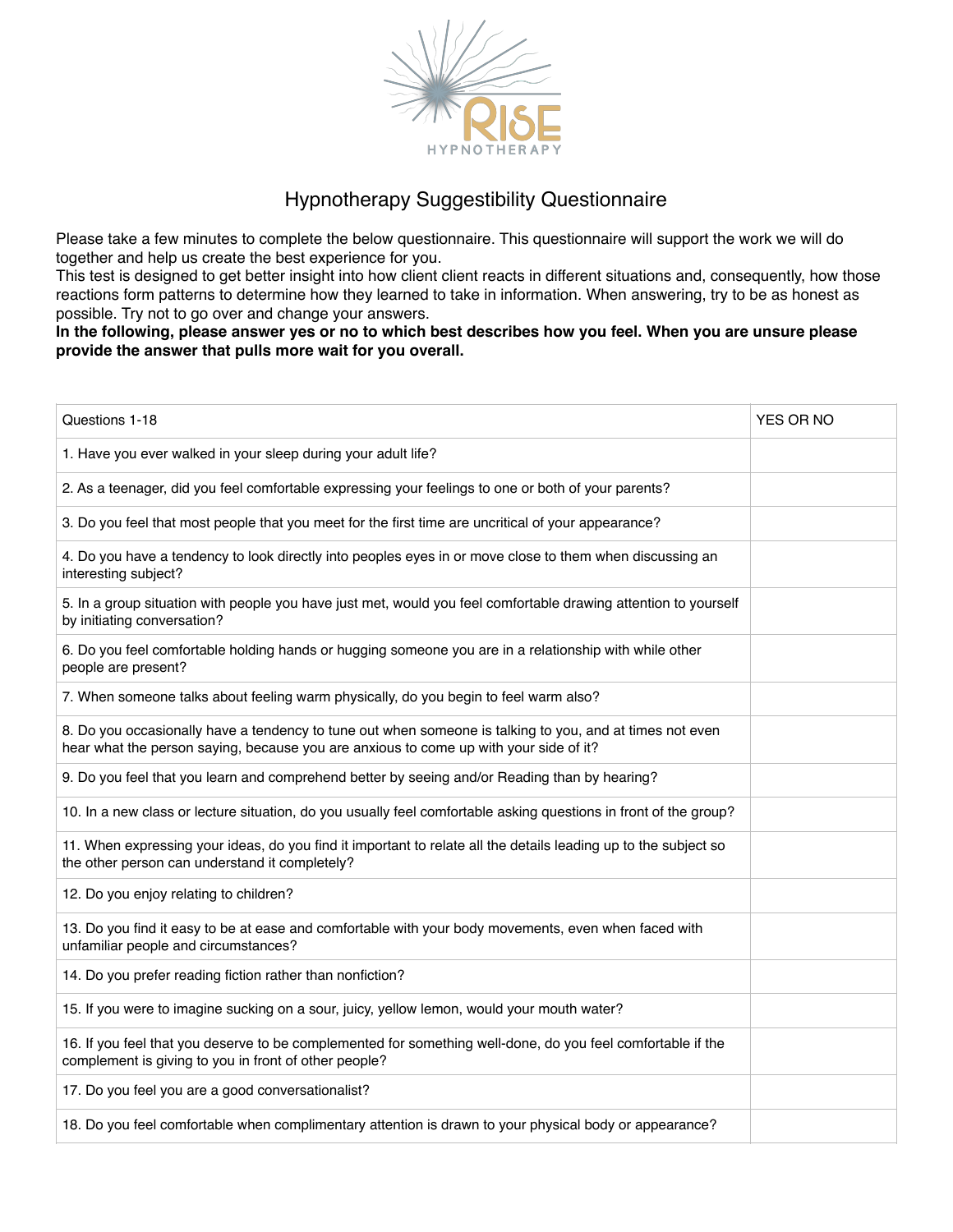RISE

HYPNOTHERAPY

# Hypnotherapy Suggestibility Questionnaire

Please take a few minutes to complete the below questionnaire. This questionnaire will support the work we will do together and help us create the best experience for you.
This test is designed to get better insight into how client client reacts in different situations and, consequently, how those reactions form patterns to determine how they learned to take in information. When answering, try to be as honest as possible. Try not to go over and change your answers.
**In the following, please answer yes or no to which best describes how you feel. When you are unsure please provide the answer that pulls more wait for you overall.**

| Questions 1-18 | YES OR NO |
|---|---|
| 1. Have you ever walked in your sleep during your adult life? | |
| 2. As a teenager, did you feel comfortable expressing your feelings to one or both of your parents? | |
| 3. Do you feel that most people that you meet for the first time are uncritical of your appearance? | |
| 4. Do you have a tendency to look directly into peoples eyes in or move close to them when discussing an interesting subject? | |
| 5. In a group situation with people you have just met, would you feel comfortable drawing attention to yourself by initiating conversation? | |
| 6. Do you feel comfortable holding hands or hugging someone you are in a relationship with while other people are present? | |
| 7. When someone talks about feeling warm physically, do you begin to feel warm also? | |
| 8. Do you occasionally have a tendency to tune out when someone is talking to you, and at times not even hear what the person saying, because you are anxious to come up with your side of it? | |
| 9. Do you feel that you learn and comprehend better by seeing and/or Reading than by hearing? | |
| 10. In a new class or lecture situation, do you usually feel comfortable asking questions in front of the group? | |
| 11. When expressing your ideas, do you find it important to relate all the details leading up to the subject so the other person can understand it completely? | |
| 12. Do you enjoy relating to children? | |
| 13. Do you find it easy to be at ease and comfortable with your body movements, even when faced with unfamiliar people and circumstances? | |
| 14. Do you prefer reading fiction rather than nonfiction? | |
| 15. If you were to imagine sucking on a sour, juicy, yellow lemon, would your mouth water? | |
| 16. If you feel that you deserve to be complemented for something well-done, do you feel comfortable if the complement is giving to you in front of other people? | |
| 17. Do you feel you are a good conversationalist? | |
| 18. Do you feel comfortable when complimentary attention is drawn to your physical body or appearance? | |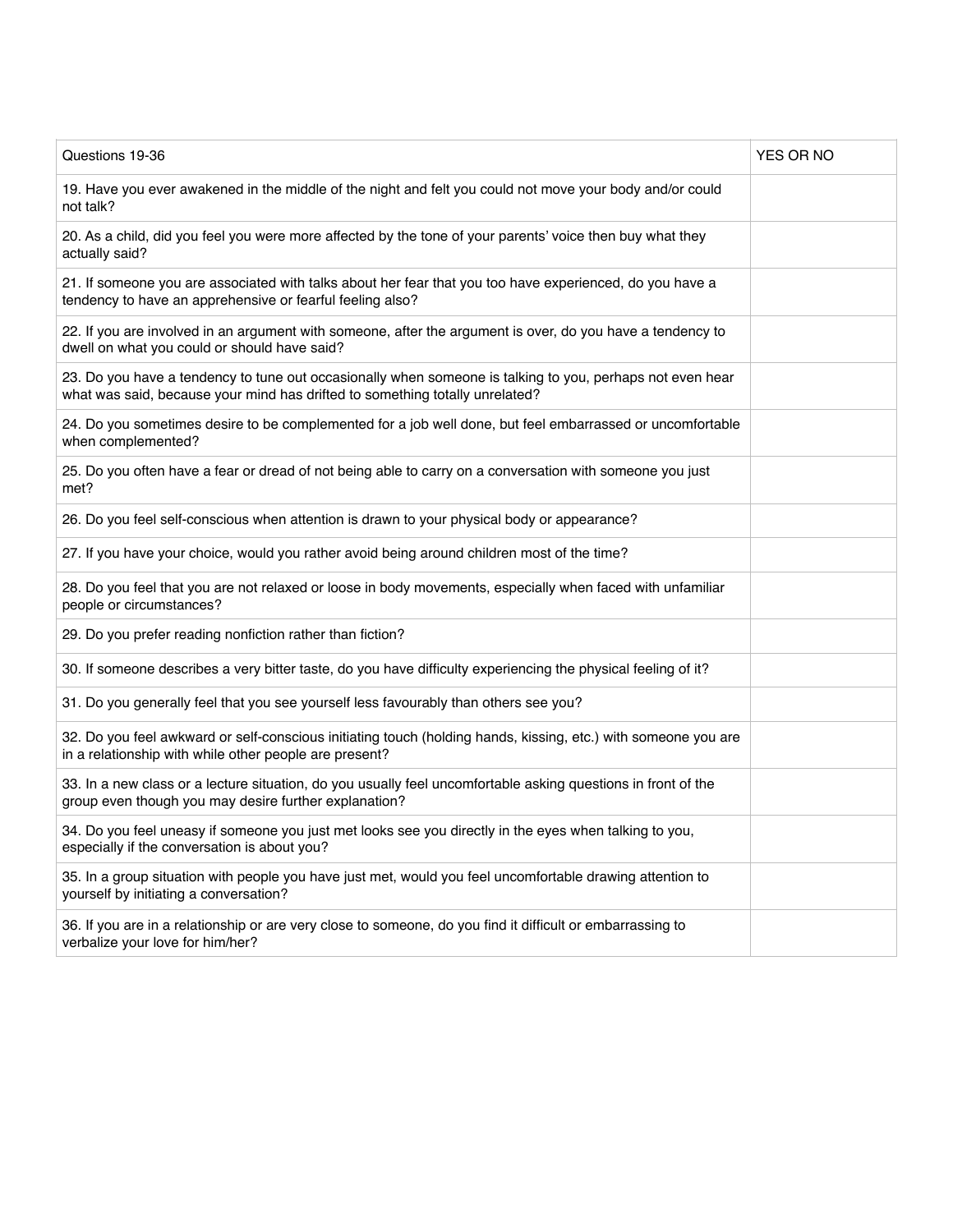| Questions 19-36 | YES OR NO |
|---|---|
| 19. Have you ever awakened in the middle of the night and felt you could not move your body and/or could not talk? | |
| 20. As a child, did you feel you were more affected by the tone of your parents' voice then buy what they actually said? | |
| 21. If someone you are associated with talks about her fear that you too have experienced, do you have a tendency to have an apprehensive or fearful feeling also? | |
| 22. If you are involved in an argument with someone, after the argument is over, do you have a tendency to dwell on what you could or should have said? | |
| 23. Do you have a tendency to tune out occasionally when someone is talking to you, perhaps not even hear what was said, because your mind has drifted to something totally unrelated? | |
| 24. Do you sometimes desire to be complemented for a job well done, but feel embarrassed or uncomfortable when complemented? | |
| 25. Do you often have a fear or dread of not being able to carry on a conversation with someone you just met? | |
| 26. Do you feel self-conscious when attention is drawn to your physical body or appearance? | |
| 27. If you have your choice, would you rather avoid being around children most of the time? | |
| 28. Do you feel that you are not relaxed or loose in body movements, especially when faced with unfamiliar people or circumstances? | |
| 29. Do you prefer reading nonfiction rather than fiction? | |
| 30. If someone describes a very bitter taste, do you have difficulty experiencing the physical feeling of it? | |
| 31. Do you generally feel that you see yourself less favourably than others see you? | |
| 32. Do you feel awkward or self-conscious initiating touch (holding hands, kissing, etc.) with someone you are in a relationship with while other people are present? | |
| 33. In a new class or a lecture situation, do you usually feel uncomfortable asking questions in front of the group even though you may desire further explanation? | |
| 34. Do you feel uneasy if someone you just met looks see you directly in the eyes when talking to you, especially if the conversation is about you? | |
| 35. In a group situation with people you have just met, would you feel uncomfortable drawing attention to yourself by initiating a conversation? | |
| 36. If you are in a relationship or are very close to someone, do you find it difficult or embarrassing to verbalize your love for him/her? | |